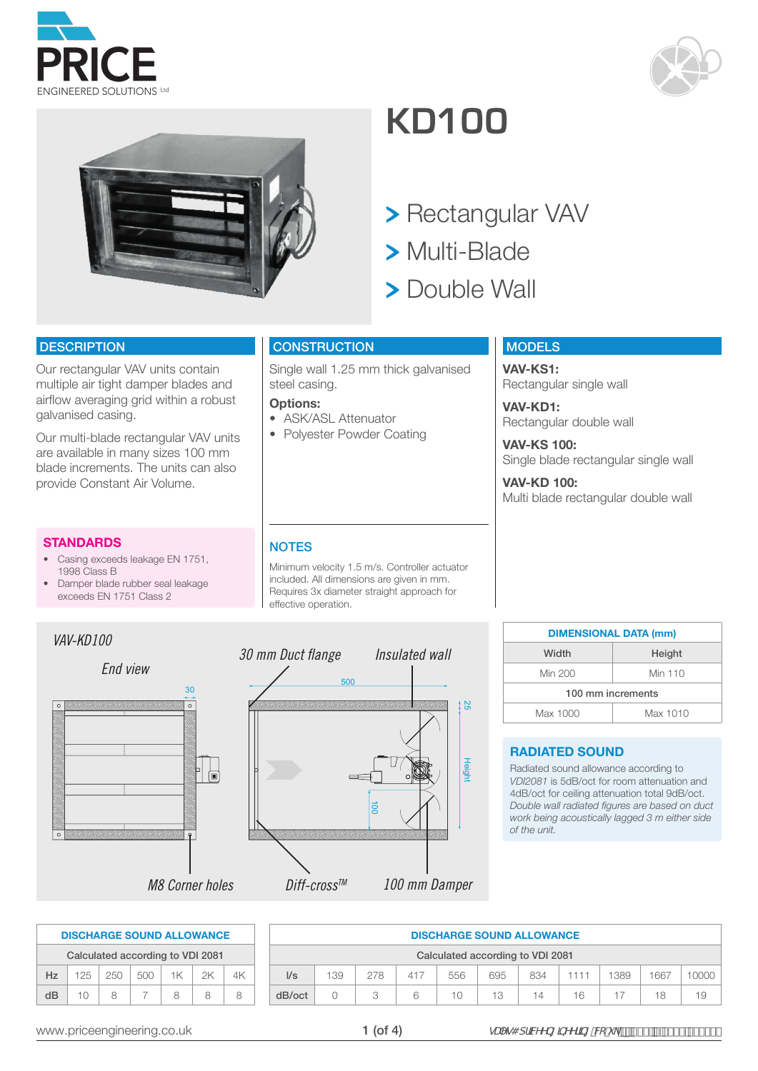# KD100

> Rectangular VAV
> Multi-Blade
> Double Wall

## DESCRIPTION

Our rectangular VAV units contain multiple air tight damper blades and airflow averaging grid within a robust galvanised casing.

Our multi-blade rectangular VAV units are available in many sizes 100 mm blade increments. The units can also provide Constant Air Volume.

## CONSTRUCTION

Single wall 1.25 mm thick galvanised steel casing.

**Options:**

- ASK/ASL Attenuator
- Polyester Powder Coating

## MODELS

**VAV-KS1:**
Rectangular single wall

**VAV-KD1:**
Rectangular double wall

**VAV-KS 100:**
Single blade rectangular single wall

**VAV-KD 100:**
Multi blade rectangular double wall

## STANDARDS

- Casing exceeds leakage EN 1751, 1998 Class B
- Damper blade rubber seal leakage exceeds EN 1751 Class 2

## NOTES

Minimum velocity 1.5 m/s. Controller actuator included. All dimensions are given in mm. Requires 3x diameter straight approach for effective operation.

*VAV-KD100*

*End view*

*30 mm Duct flange* — *Insulated wall* — 30 — 500 — 25 — Height — 100

*M8 Corner holes* — *Diff-cross™* — *100 mm Damper*

| DIMENSIONAL DATA (mm) | |
|---|---|
| Width | Height |
| Min 200 | Min 110 |
| 100 mm increments | |
| Max 1000 | Max 1010 |

## RADIATED SOUND

Radiated sound allowance according to *VDI2081* is 5dB/oct for room attenuation and 4dB/oct for ceiling attenuation total 9dB/oct. *Double wall radiated figures are based on duct work being acoustically lagged 3 m either side of the unit.*

| DISCHARGE SOUND ALLOWANCE | | | | | | |
|---|---|---|---|---|---|---|
| Calculated according to VDI 2081 | | | | | | |
| Hz | 125 | 250 | 500 | 1K | 2K | 4K |
| dB | 10 | 8 | 7 | 8 | 8 | 8 |

| DISCHARGE SOUND ALLOWANCE | | | | | | | | | | |
|---|---|---|---|---|---|---|---|---|---|---|
| Calculated according to VDI 2081 | | | | | | | | | | |
| l/s | 139 | 278 | 417 | 556 | 695 | 834 | 1111 | 1389 | 1667 | 10000 |
| dB/oct | 0 | 3 | 6 | 10 | 13 | 14 | 16 | 17 | 18 | 19 |

www.priceengineering.co.uk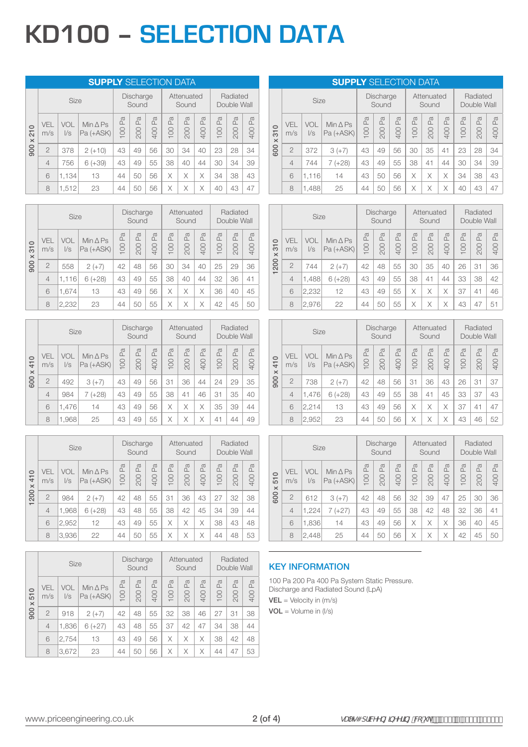# KD100 – SELECTION DATA

## SUPPLY SELECTION DATA

| 900 x 210 | Size | | | Discharge Sound | | | Attenuated Sound | | | Radiated Double Wall | | |
|---|---|---|---|---|---|---|---|---|---|---|---|---|
| | VEL m/s | VOL l/s | Min Δ Ps Pa (+ASK) | 100 Pa | 200 Pa | 400 Pa | 100 Pa | 200 Pa | 400 Pa | 100 Pa | 200 Pa | 400 Pa |
| | 2 | 378 | 2 (+10) | 43 | 49 | 56 | 30 | 34 | 40 | 23 | 28 | 34 |
| | 4 | 756 | 6 (+39) | 43 | 49 | 55 | 38 | 40 | 44 | 30 | 34 | 39 |
| | 6 | 1,134 | 13 | 44 | 50 | 56 | X | X | X | 34 | 38 | 43 |
| | 8 | 1,512 | 23 | 44 | 50 | 56 | X | X | X | 40 | 43 | 47 |

| 900 x 310 | Size | | | Discharge Sound | | | Attenuated Sound | | | Radiated Double Wall | | |
|---|---|---|---|---|---|---|---|---|---|---|---|---|
| | VEL m/s | VOL l/s | Min Δ Ps Pa (+ASK) | 100 Pa | 200 Pa | 400 Pa | 100 Pa | 200 Pa | 400 Pa | 100 Pa | 200 Pa | 400 Pa |
| | 2 | 558 | 2 (+7) | 42 | 48 | 56 | 30 | 34 | 40 | 25 | 29 | 36 |
| | 4 | 1,116 | 6 (+28) | 43 | 49 | 55 | 38 | 40 | 44 | 32 | 36 | 41 |
| | 6 | 1,674 | 13 | 43 | 49 | 56 | X | X | X | 36 | 40 | 45 |
| | 8 | 2,232 | 23 | 44 | 50 | 55 | X | X | X | 42 | 45 | 50 |

| 600 x 410 | Size | | | Discharge Sound | | | Attenuated Sound | | | Radiated Double Wall | | |
|---|---|---|---|---|---|---|---|---|---|---|---|---|
| | VEL m/s | VOL l/s | Min Δ Ps Pa (+ASK) | 100 Pa | 200 Pa | 400 Pa | 100 Pa | 200 Pa | 400 Pa | 100 Pa | 200 Pa | 400 Pa |
| | 2 | 492 | 3 (+7) | 43 | 49 | 56 | 31 | 36 | 44 | 24 | 29 | 35 |
| | 4 | 984 | 7 (+28) | 43 | 49 | 55 | 38 | 41 | 46 | 31 | 35 | 40 |
| | 6 | 1,476 | 14 | 43 | 49 | 56 | X | X | X | 35 | 39 | 44 |
| | 8 | 1,968 | 25 | 43 | 49 | 55 | X | X | X | 41 | 44 | 49 |

| 1200 x 410 | Size | | | Discharge Sound | | | Attenuated Sound | | | Radiated Double Wall | | |
|---|---|---|---|---|---|---|---|---|---|---|---|---|
| | VEL m/s | VOL l/s | Min Δ Ps Pa (+ASK) | 100 Pa | 200 Pa | 400 Pa | 100 Pa | 200 Pa | 400 Pa | 100 Pa | 200 Pa | 400 Pa |
| | 2 | 984 | 2 (+7) | 42 | 48 | 55 | 31 | 36 | 43 | 27 | 32 | 38 |
| | 4 | 1,968 | 6 (+28) | 43 | 48 | 55 | 38 | 42 | 45 | 34 | 39 | 44 |
| | 6 | 2,952 | 12 | 43 | 49 | 55 | X | X | X | 38 | 43 | 48 |
| | 8 | 3,936 | 22 | 44 | 50 | 55 | X | X | X | 44 | 48 | 53 |

| 900 x 510 | Size | | | Discharge Sound | | | Attenuated Sound | | | Radiated Double Wall | | |
|---|---|---|---|---|---|---|---|---|---|---|---|---|
| | VEL m/s | VOL l/s | Min Δ Ps Pa (+ASK) | 100 Pa | 200 Pa | 400 Pa | 100 Pa | 200 Pa | 400 Pa | 100 Pa | 200 Pa | 400 Pa |
| | 2 | 918 | 2 (+7) | 42 | 48 | 55 | 32 | 38 | 46 | 27 | 31 | 38 |
| | 4 | 1,836 | 6 (+27) | 43 | 48 | 55 | 37 | 42 | 47 | 34 | 38 | 44 |
| | 6 | 2,754 | 13 | 43 | 49 | 56 | X | X | X | 38 | 42 | 48 |
| | 8 | 3,672 | 23 | 44 | 50 | 56 | X | X | X | 44 | 47 | 53 |

## SUPPLY SELECTION DATA

| 600 x 310 | Size | | | Discharge Sound | | | Attenuated Sound | | | Radiated Double Wall | | |
|---|---|---|---|---|---|---|---|---|---|---|---|---|
| | VEL m/s | VOL l/s | Min Δ Ps Pa (+ASK) | 100 Pa | 200 Pa | 400 Pa | 100 Pa | 200 Pa | 400 Pa | 100 Pa | 200 Pa | 400 Pa |
| | 2 | 372 | 3 (+7) | 43 | 49 | 56 | 30 | 35 | 41 | 23 | 28 | 34 |
| | 4 | 744 | 7 (+28) | 43 | 49 | 55 | 38 | 41 | 44 | 30 | 34 | 39 |
| | 6 | 1,116 | 14 | 43 | 50 | 56 | X | X | X | 34 | 38 | 43 |
| | 8 | 1,488 | 25 | 44 | 50 | 56 | X | X | X | 40 | 43 | 47 |

| 1200 x 310 | Size | | | Discharge Sound | | | Attenuated Sound | | | Radiated Double Wall | | |
|---|---|---|---|---|---|---|---|---|---|---|---|---|
| | VEL m/s | VOL l/s | Min Δ Ps Pa (+ASK) | 100 Pa | 200 Pa | 400 Pa | 100 Pa | 200 Pa | 400 Pa | 100 Pa | 200 Pa | 400 Pa |
| | 2 | 744 | 2 (+7) | 42 | 48 | 55 | 30 | 35 | 40 | 26 | 31 | 36 |
| | 4 | 1,488 | 6 (+28) | 43 | 49 | 55 | 38 | 41 | 44 | 33 | 38 | 42 |
| | 6 | 2,232 | 12 | 43 | 49 | 55 | X | X | X | 37 | 41 | 46 |
| | 8 | 2,976 | 22 | 44 | 50 | 55 | X | X | X | 43 | 47 | 51 |

| 900 x 410 | Size | | | Discharge Sound | | | Attenuated Sound | | | Radiated Double Wall | | |
|---|---|---|---|---|---|---|---|---|---|---|---|---|
| | VEL m/s | VOL l/s | Min Δ Ps Pa (+ASK) | 100 Pa | 200 Pa | 400 Pa | 100 Pa | 200 Pa | 400 Pa | 100 Pa | 200 Pa | 400 Pa |
| | 2 | 738 | 2 (+7) | 42 | 48 | 56 | 31 | 36 | 43 | 26 | 31 | 37 |
| | 4 | 1,476 | 6 (+28) | 43 | 49 | 55 | 38 | 41 | 45 | 33 | 37 | 43 |
| | 6 | 2,214 | 13 | 43 | 49 | 56 | X | X | X | 37 | 41 | 47 |
| | 8 | 2,952 | 23 | 44 | 50 | 56 | X | X | X | 43 | 46 | 52 |

| 600 x 510 | Size | | | Discharge Sound | | | Attenuated Sound | | | Radiated Double Wall | | |
|---|---|---|---|---|---|---|---|---|---|---|---|---|
| | VEL m/s | VOL l/s | Min Δ Ps Pa (+ASK) | 100 Pa | 200 Pa | 400 Pa | 100 Pa | 200 Pa | 400 Pa | 100 Pa | 200 Pa | 400 Pa |
| | 2 | 612 | 3 (+7) | 42 | 48 | 56 | 32 | 39 | 47 | 25 | 30 | 36 |
| | 4 | 1,224 | 7 (+27) | 43 | 49 | 55 | 38 | 42 | 48 | 32 | 36 | 41 |
| | 6 | 1,836 | 14 | 43 | 49 | 56 | X | X | X | 36 | 40 | 45 |
| | 8 | 2,448 | 25 | 44 | 50 | 56 | X | X | X | 42 | 45 | 50 |

## KEY INFORMATION

100 Pa 200 Pa 400 Pa System Static Pressure.
Discharge and Radiated Sound (LpA)

**VEL** = Velocity in (m/s)

**VOL** = Volume in (l/s)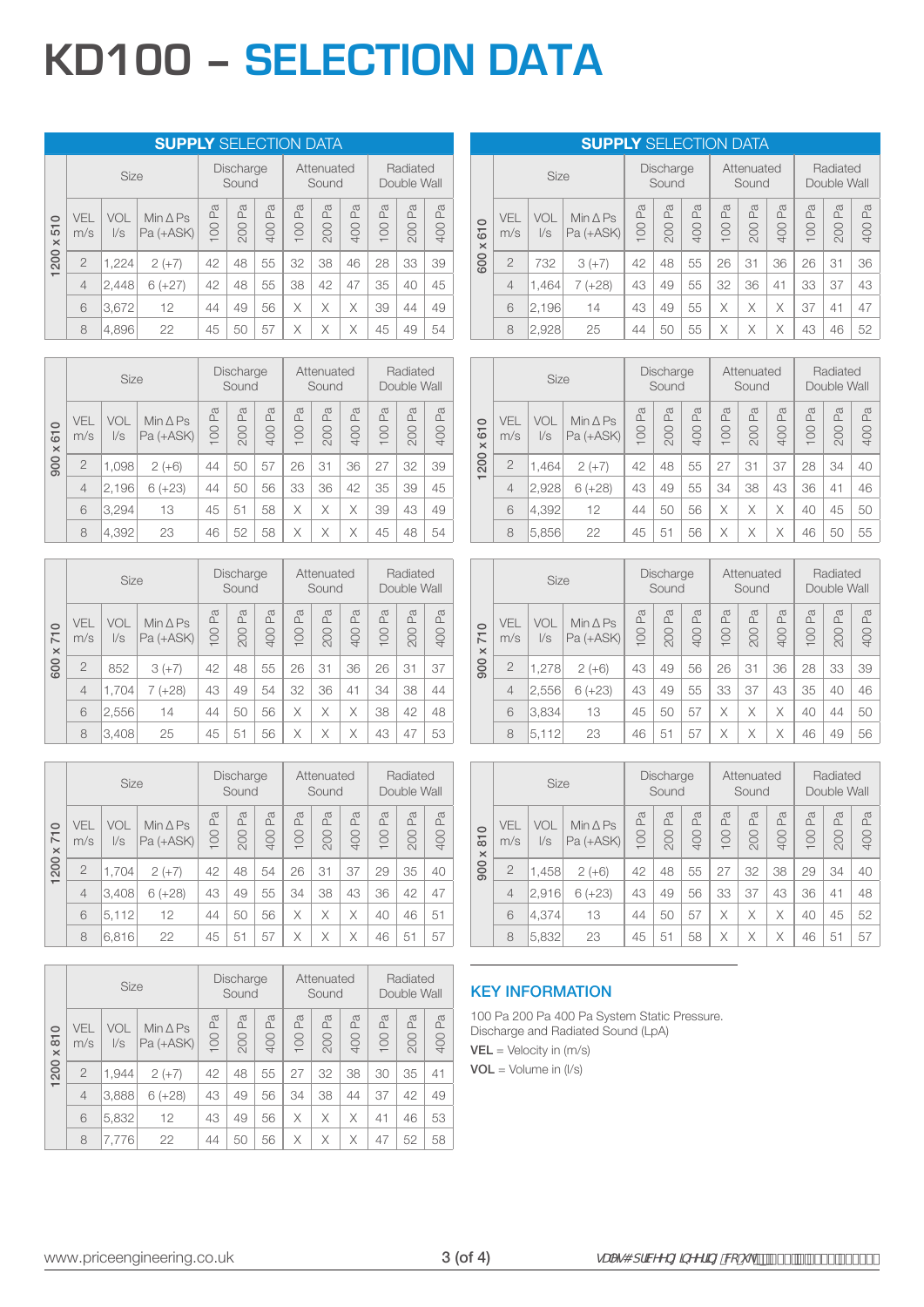# KD100 – SELECTION DATA

## SUPPLY SELECTION DATA

| Size | VEL m/s | VOL l/s | Min ΔPs Pa (+ASK) | Discharge Sound 100 Pa | Discharge Sound 200 Pa | Discharge Sound 400 Pa | Attenuated Sound 100 Pa | Attenuated Sound 200 Pa | Attenuated Sound 400 Pa | Radiated Double Wall 100 Pa | Radiated Double Wall 200 Pa | Radiated Double Wall 400 Pa |
|---|---|---|---|---|---|---|---|---|---|---|---|---|
| 1200 x 510 | 2 | 1,224 | 2 (+7) | 42 | 48 | 55 | 32 | 38 | 46 | 28 | 33 | 39 |
| | 4 | 2,448 | 6 (+27) | 42 | 48 | 55 | 38 | 42 | 47 | 35 | 40 | 45 |
| | 6 | 3,672 | 12 | 44 | 49 | 56 | X | X | X | 39 | 44 | 49 |
| | 8 | 4,896 | 22 | 45 | 50 | 57 | X | X | X | 45 | 49 | 54 |

| Size | VEL m/s | VOL l/s | Min ΔPs Pa (+ASK) | Discharge Sound 100 Pa | Discharge Sound 200 Pa | Discharge Sound 400 Pa | Attenuated Sound 100 Pa | Attenuated Sound 200 Pa | Attenuated Sound 400 Pa | Radiated Double Wall 100 Pa | Radiated Double Wall 200 Pa | Radiated Double Wall 400 Pa |
|---|---|---|---|---|---|---|---|---|---|---|---|---|
| 900 x 610 | 2 | 1,098 | 2 (+6) | 44 | 50 | 57 | 26 | 31 | 36 | 27 | 32 | 39 |
| | 4 | 2,196 | 6 (+23) | 44 | 50 | 56 | 33 | 36 | 42 | 35 | 39 | 45 |
| | 6 | 3,294 | 13 | 45 | 51 | 58 | X | X | X | 39 | 43 | 49 |
| | 8 | 4,392 | 23 | 46 | 52 | 58 | X | X | X | 45 | 48 | 54 |

| Size | VEL m/s | VOL l/s | Min ΔPs Pa (+ASK) | Discharge Sound 100 Pa | Discharge Sound 200 Pa | Discharge Sound 400 Pa | Attenuated Sound 100 Pa | Attenuated Sound 200 Pa | Attenuated Sound 400 Pa | Radiated Double Wall 100 Pa | Radiated Double Wall 200 Pa | Radiated Double Wall 400 Pa |
|---|---|---|---|---|---|---|---|---|---|---|---|---|
| 600 x 710 | 2 | 852 | 3 (+7) | 42 | 48 | 55 | 26 | 31 | 36 | 26 | 31 | 37 |
| | 4 | 1,704 | 7 (+28) | 43 | 49 | 54 | 32 | 36 | 41 | 34 | 38 | 44 |
| | 6 | 2,556 | 14 | 44 | 50 | 56 | X | X | X | 38 | 42 | 48 |
| | 8 | 3,408 | 25 | 45 | 51 | 56 | X | X | X | 43 | 47 | 53 |

| Size | VEL m/s | VOL l/s | Min ΔPs Pa (+ASK) | Discharge Sound 100 Pa | Discharge Sound 200 Pa | Discharge Sound 400 Pa | Attenuated Sound 100 Pa | Attenuated Sound 200 Pa | Attenuated Sound 400 Pa | Radiated Double Wall 100 Pa | Radiated Double Wall 200 Pa | Radiated Double Wall 400 Pa |
|---|---|---|---|---|---|---|---|---|---|---|---|---|
| 1200 x 710 | 2 | 1,704 | 2 (+7) | 42 | 48 | 54 | 26 | 31 | 37 | 29 | 35 | 40 |
| | 4 | 3,408 | 6 (+28) | 43 | 49 | 55 | 34 | 38 | 43 | 36 | 42 | 47 |
| | 6 | 5,112 | 12 | 44 | 50 | 56 | X | X | X | 40 | 46 | 51 |
| | 8 | 6,816 | 22 | 45 | 51 | 57 | X | X | X | 46 | 51 | 57 |

| Size | VEL m/s | VOL l/s | Min ΔPs Pa (+ASK) | Discharge Sound 100 Pa | Discharge Sound 200 Pa | Discharge Sound 400 Pa | Attenuated Sound 100 Pa | Attenuated Sound 200 Pa | Attenuated Sound 400 Pa | Radiated Double Wall 100 Pa | Radiated Double Wall 200 Pa | Radiated Double Wall 400 Pa |
|---|---|---|---|---|---|---|---|---|---|---|---|---|
| 1200 x 810 | 2 | 1,944 | 2 (+7) | 42 | 48 | 55 | 27 | 32 | 38 | 30 | 35 | 41 |
| | 4 | 3,888 | 6 (+28) | 43 | 49 | 56 | 34 | 38 | 44 | 37 | 42 | 49 |
| | 6 | 5,832 | 12 | 43 | 49 | 56 | X | X | X | 41 | 46 | 53 |
| | 8 | 7,776 | 22 | 44 | 50 | 56 | X | X | X | 47 | 52 | 58 |

## SUPPLY SELECTION DATA

| Size | VEL m/s | VOL l/s | Min ΔPs Pa (+ASK) | Discharge Sound 100 Pa | Discharge Sound 200 Pa | Discharge Sound 400 Pa | Attenuated Sound 100 Pa | Attenuated Sound 200 Pa | Attenuated Sound 400 Pa | Radiated Double Wall 100 Pa | Radiated Double Wall 200 Pa | Radiated Double Wall 400 Pa |
|---|---|---|---|---|---|---|---|---|---|---|---|---|
| 600 x 610 | 2 | 732 | 3 (+7) | 42 | 48 | 55 | 26 | 31 | 36 | 26 | 31 | 36 |
| | 4 | 1,464 | 7 (+28) | 43 | 49 | 55 | 32 | 36 | 41 | 33 | 37 | 43 |
| | 6 | 2,196 | 14 | 43 | 49 | 55 | X | X | X | 37 | 41 | 47 |
| | 8 | 2,928 | 25 | 44 | 50 | 55 | X | X | X | 43 | 46 | 52 |

| Size | VEL m/s | VOL l/s | Min ΔPs Pa (+ASK) | Discharge Sound 100 Pa | Discharge Sound 200 Pa | Discharge Sound 400 Pa | Attenuated Sound 100 Pa | Attenuated Sound 200 Pa | Attenuated Sound 400 Pa | Radiated Double Wall 100 Pa | Radiated Double Wall 200 Pa | Radiated Double Wall 400 Pa |
|---|---|---|---|---|---|---|---|---|---|---|---|---|
| 1200 x 610 | 2 | 1,464 | 2 (+7) | 42 | 48 | 55 | 27 | 31 | 37 | 28 | 34 | 40 |
| | 4 | 2,928 | 6 (+28) | 43 | 49 | 55 | 34 | 38 | 43 | 36 | 41 | 46 |
| | 6 | 4,392 | 12 | 44 | 50 | 56 | X | X | X | 40 | 45 | 50 |
| | 8 | 5,856 | 22 | 45 | 51 | 56 | X | X | X | 46 | 50 | 55 |

| Size | VEL m/s | VOL l/s | Min ΔPs Pa (+ASK) | Discharge Sound 100 Pa | Discharge Sound 200 Pa | Discharge Sound 400 Pa | Attenuated Sound 100 Pa | Attenuated Sound 200 Pa | Attenuated Sound 400 Pa | Radiated Double Wall 100 Pa | Radiated Double Wall 200 Pa | Radiated Double Wall 400 Pa |
|---|---|---|---|---|---|---|---|---|---|---|---|---|
| 900 x 710 | 2 | 1,278 | 2 (+6) | 43 | 49 | 56 | 26 | 31 | 36 | 28 | 33 | 39 |
| | 4 | 2,556 | 6 (+23) | 43 | 49 | 55 | 33 | 37 | 43 | 35 | 40 | 46 |
| | 6 | 3,834 | 13 | 45 | 50 | 57 | X | X | X | 40 | 44 | 50 |
| | 8 | 5,112 | 23 | 46 | 51 | 57 | X | X | X | 46 | 49 | 56 |

| Size | VEL m/s | VOL l/s | Min ΔPs Pa (+ASK) | Discharge Sound 100 Pa | Discharge Sound 200 Pa | Discharge Sound 400 Pa | Attenuated Sound 100 Pa | Attenuated Sound 200 Pa | Attenuated Sound 400 Pa | Radiated Double Wall 100 Pa | Radiated Double Wall 200 Pa | Radiated Double Wall 400 Pa |
|---|---|---|---|---|---|---|---|---|---|---|---|---|
| 900 x 810 | 2 | 1,458 | 2 (+6) | 42 | 48 | 55 | 27 | 32 | 38 | 29 | 34 | 40 |
| | 4 | 2,916 | 6 (+23) | 43 | 49 | 56 | 33 | 37 | 43 | 36 | 41 | 48 |
| | 6 | 4,374 | 13 | 44 | 50 | 57 | X | X | X | 40 | 45 | 52 |
| | 8 | 5,832 | 23 | 45 | 51 | 58 | X | X | X | 46 | 51 | 57 |

## KEY INFORMATION

100 Pa 200 Pa 400 Pa System Static Pressure.
Discharge and Radiated Sound (LpA)

**VEL** = Velocity in (m/s)

**VOL** = Volume in (l/s)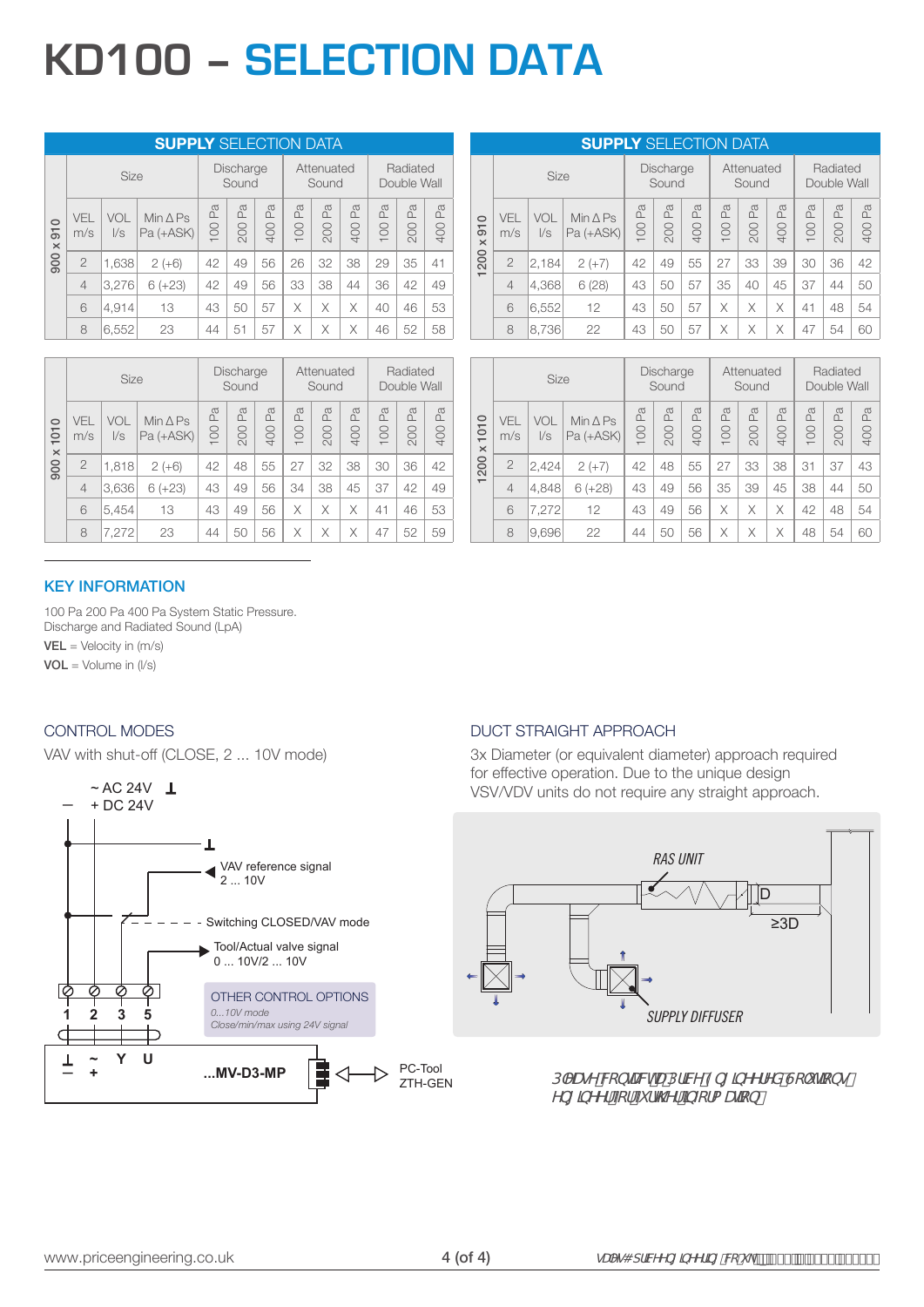# KD100 – SELECTION DATA

## SUPPLY SELECTION DATA

| 900 x 910 | | | Discharge Sound | | | Attenuated Sound | | | Radiated Double Wall | | |
|---|---|---|---|---|---|---|---|---|---|---|---|
| VEL m/s | VOL l/s | Min Δ Ps Pa (+ASK) | 100 Pa | 200 Pa | 400 Pa | 100 Pa | 200 Pa | 400 Pa | 100 Pa | 200 Pa | 400 Pa |
| 2 | 1,638 | 2 (+6) | 42 | 49 | 56 | 26 | 32 | 38 | 29 | 35 | 41 |
| 4 | 3,276 | 6 (+23) | 42 | 49 | 56 | 33 | 38 | 44 | 36 | 42 | 49 |
| 6 | 4,914 | 13 | 43 | 50 | 57 | X | X | X | 40 | 46 | 53 |
| 8 | 6,552 | 23 | 44 | 51 | 57 | X | X | X | 46 | 52 | 58 |

| 900 x 1010 | | | Discharge Sound | | | Attenuated Sound | | | Radiated Double Wall | | |
|---|---|---|---|---|---|---|---|---|---|---|---|
| VEL m/s | VOL l/s | Min Δ Ps Pa (+ASK) | 100 Pa | 200 Pa | 400 Pa | 100 Pa | 200 Pa | 400 Pa | 100 Pa | 200 Pa | 400 Pa |
| 2 | 1,818 | 2 (+6) | 42 | 48 | 55 | 27 | 32 | 38 | 30 | 36 | 42 |
| 4 | 3,636 | 6 (+23) | 43 | 49 | 56 | 34 | 38 | 45 | 37 | 42 | 49 |
| 6 | 5,454 | 13 | 43 | 49 | 56 | X | X | X | 41 | 46 | 53 |
| 8 | 7,272 | 23 | 44 | 50 | 56 | X | X | X | 47 | 52 | 59 |

## SUPPLY SELECTION DATA

| 1200 x 910 | | | Discharge Sound | | | Attenuated Sound | | | Radiated Double Wall | | |
|---|---|---|---|---|---|---|---|---|---|---|---|
| VEL m/s | VOL l/s | Min Δ Ps Pa (+ASK) | 100 Pa | 200 Pa | 400 Pa | 100 Pa | 200 Pa | 400 Pa | 100 Pa | 200 Pa | 400 Pa |
| 2 | 2,184 | 2 (+7) | 42 | 49 | 55 | 27 | 33 | 39 | 30 | 36 | 42 |
| 4 | 4,368 | 6 (28) | 43 | 50 | 57 | 35 | 40 | 45 | 37 | 44 | 50 |
| 6 | 6,552 | 12 | 43 | 50 | 57 | X | X | X | 41 | 48 | 54 |
| 8 | 8,736 | 22 | 43 | 50 | 57 | X | X | X | 47 | 54 | 60 |

| 1200 x 1010 | | | Discharge Sound | | | Attenuated Sound | | | Radiated Double Wall | | |
|---|---|---|---|---|---|---|---|---|---|---|---|
| VEL m/s | VOL l/s | Min Δ Ps Pa (+ASK) | 100 Pa | 200 Pa | 400 Pa | 100 Pa | 200 Pa | 400 Pa | 100 Pa | 200 Pa | 400 Pa |
| 2 | 2,424 | 2 (+7) | 42 | 48 | 55 | 27 | 33 | 38 | 31 | 37 | 43 |
| 4 | 4,848 | 6 (+28) | 43 | 49 | 56 | 35 | 39 | 45 | 38 | 44 | 50 |
| 6 | 7,272 | 12 | 43 | 49 | 56 | X | X | X | 42 | 48 | 54 |
| 8 | 9,696 | 22 | 44 | 50 | 56 | X | X | X | 48 | 54 | 60 |

## KEY INFORMATION

100 Pa 200 Pa 400 Pa System Static Pressure.
Discharge and Radiated Sound (LpA)
**VEL** = Velocity in (m/s)
**VOL** = Volume in (l/s)

## CONTROL MODES

VAV with shut-off (CLOSE, 2 ... 10V mode)

~ AC 24V ⊥
+ DC 24V
–
⊥
VAV reference signal
2 ... 10V
Switching CLOSED/VAV mode
Tool/Actual valve signal
0 ... 10V/2 ... 10V
1 2 3 5
⊥ – ~ + Y U
...MV-D3-MP
PC-Tool
ZTH-GEN

**OTHER CONTROL OPTIONS**
*0...10V mode*
*Close/min/max using 24V signal*

## DUCT STRAIGHT APPROACH

3x Diameter (or equivalent diameter) approach required for effective operation. Due to the unique design VSV/VDV units do not require any straight approach.

RAS UNIT
D
≥3D
SUPPLY DIFFUSER

*Please contact Price Engineered Solutions engineering for further information.*